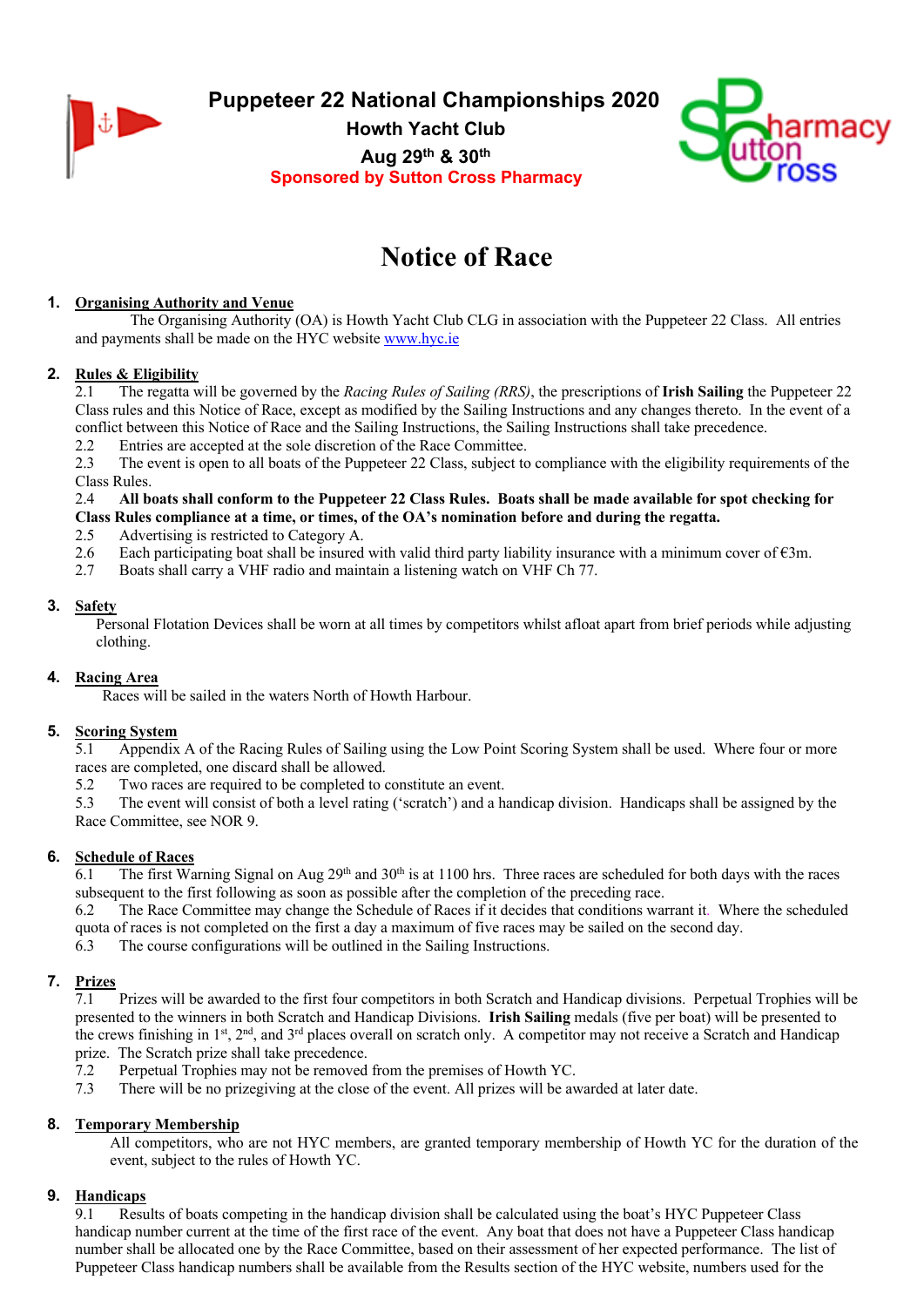# Puppeteer 22 National Championships 2020

**Howth Yacht Club**

**Aug 29th & 30th**

**Sponsored by Sutton Cross Pharmacy**

# Notice of Race

## 1. Organising Authority and Venue

The Organising Authority (OA) is Howth Yacht Club CLG in association with the Puppeteer 22 Class. All entries and payments shall be made on the HYC website [www.hyc.ie](www.hyc.ie)

## 2. Rules & Eligibility

2.1 The regatta will be governed by the *Racing Rules of Sailing (RRS)*, the prescriptions of **Irish Sailing** the Puppeteer 22 Class rules and this Notice of Race, except as modified by the Sailing Instructions and any changes thereto. In the event of a conflict between this Notice of Race and the Sailing Instructions, the Sailing Instructions shall take precedence.

2.2 Entries are accepted at the sole discretion of the Race Committee.

2.3 The event is open to all boats of the Puppeteer 22 Class, subject to compliance with the eligibility requirements of the Class Rules.

2.4 **All boats shall conform to the Puppeteer 22 Class Rules. Boats shall be made available for spot checking for Class Rules compliance at a time, or times, of the OA's nomination before and during the regatta.**

2.5 Advertising is restricted to Category A.

2.6 Each participating boat shall be insured with valid third party liability insurance with a minimum cover of €3m.

2.7 Boats shall carry a VHF radio and maintain a listening watch on VHF Ch 77.

## 3. Safety

Personal Flotation Devices shall be worn at all times by competitors whilst afloat apart from brief periods while adjusting clothing.

## 4. Racing Area

Races will be sailed in the waters North of Howth Harbour.

## 5. Scoring System

5.1 Appendix A of the Racing Rules of Sailing using the Low Point Scoring System shall be used. Where four or more races are completed, one discard shall be allowed.

5.2 Two races are required to be completed to constitute an event.

5.3 The event will consist of both a level rating ('scratch') and a handicap division. Handicaps shall be assigned by the Race Committee, see NOR 9.

## 6. Schedule of Races

6.1 The first Warning Signal on Aug 29th and 30th is at 1100 hrs. Three races are scheduled for both days with the races subsequent to the first following as soon as possible after the completion of the preceding race.

6.2 The Race Committee may change the Schedule of Races if it decides that conditions warrant it. Where the scheduled quota of races is not completed on the first a day a maximum of five races may be sailed on the second day.

6.3 The course configurations will be outlined in the Sailing Instructions.

## 7. Prizes

7.1 Prizes will be awarded to the first four competitors in both Scratch and Handicap divisions. Perpetual Trophies will be presented to the winners in both Scratch and Handicap Divisions. **Irish Sailing** medals (five per boat) will be presented to the crews finishing in 1st, 2nd, and 3rd places overall on scratch only. A competitor may not receive a Scratch and Handicap prize. The Scratch prize shall take precedence.

7.2 Perpetual Trophies may not be removed from the premises of Howth YC.

7.3 There will be no prizegiving at the close of the event. All prizes will be awarded at later date.

## 8. Temporary Membership

All competitors, who are not HYC members, are granted temporary membership of Howth YC for the duration of the event, subject to the rules of Howth YC.

## 9. Handicaps

9.1 Results of boats competing in the handicap division shall be calculated using the boat's HYC Puppeteer Class handicap number current at the time of the first race of the event. Any boat that does not have a Puppeteer Class handicap number shall be allocated one by the Race Committee, based on their assessment of her expected performance. The list of Puppeteer Class handicap numbers shall be available from the Results section of the HYC website, numbers used for the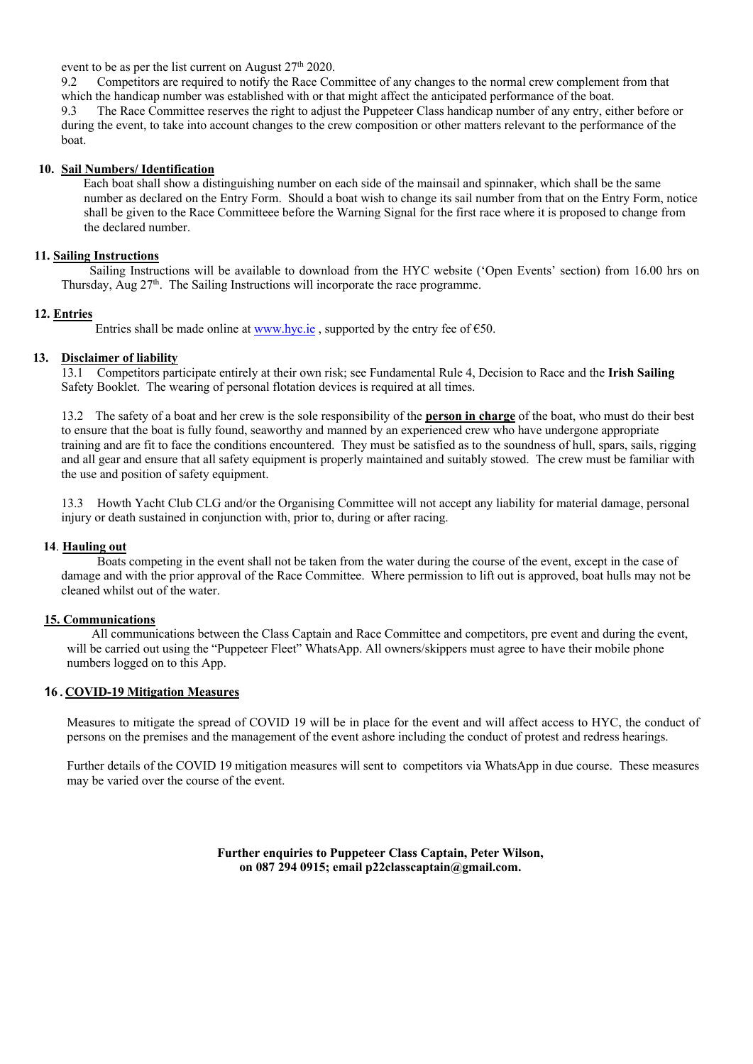event to be as per the list current on August 27th 2020.

9.2 Competitors are required to notify the Race Committee of any changes to the normal crew complement from that which the handicap number was established with or that might affect the anticipated performance of the boat.

9.3 The Race Committee reserves the right to adjust the Puppeteer Class handicap number of any entry, either before or during the event, to take into account changes to the crew composition or other matters relevant to the performance of the boat.

## 10. Sail Numbers/ Identification

Each boat shall show a distinguishing number on each side of the mainsail and spinnaker, which shall be the same number as declared on the Entry Form. Should a boat wish to change its sail number from that on the Entry Form, notice shall be given to the Race Committeee before the Warning Signal for the first race where it is proposed to change from the declared number.

## 11. Sailing Instructions

Sailing Instructions will be available to download from the HYC website ('Open Events' section) from 16.00 hrs on Thursday, Aug 27th. The Sailing Instructions will incorporate the race programme.

## 12. Entries

Entries shall be made online at [www.hyc.ie](www.hyc.ie) , supported by the entry fee of €50.

## 13. Disclaimer of liability

13.1 Competitors participate entirely at their own risk; see Fundamental Rule 4, Decision to Race and the **Irish Sailing** Safety Booklet. The wearing of personal flotation devices is required at all times.

13.2 The safety of a boat and her crew is the sole responsibility of the **person in charge** of the boat, who must do their best to ensure that the boat is fully found, seaworthy and manned by an experienced crew who have undergone appropriate training and are fit to face the conditions encountered. They must be satisfied as to the soundness of hull, spars, sails, rigging and all gear and ensure that all safety equipment is properly maintained and suitably stowed. The crew must be familiar with the use and position of safety equipment.

13.3 Howth Yacht Club CLG and/or the Organising Committee will not accept any liability for material damage, personal injury or death sustained in conjunction with, prior to, during or after racing.

## 14. Hauling out

Boats competing in the event shall not be taken from the water during the course of the event, except in the case of damage and with the prior approval of the Race Committee. Where permission to lift out is approved, boat hulls may not be cleaned whilst out of the water.

## 15. Communications

All communications between the Class Captain and Race Committee and competitors, pre event and during the event, will be carried out using the "Puppeteer Fleet" WhatsApp. All owners/skippers must agree to have their mobile phone numbers logged on to this App.

## 16. COVID-19 Mitigation Measures

Measures to mitigate the spread of COVID 19 will be in place for the event and will affect access to HYC, the conduct of persons on the premises and the management of the event ashore including the conduct of protest and redress hearings.

Further details of the COVID 19 mitigation measures will sent to competitors via WhatsApp in due course. These measures may be varied over the course of the event.

**Further enquiries to Puppeteer Class Captain, Peter Wilson, on 087 294 0915; email p22classcaptain@gmail.com.**